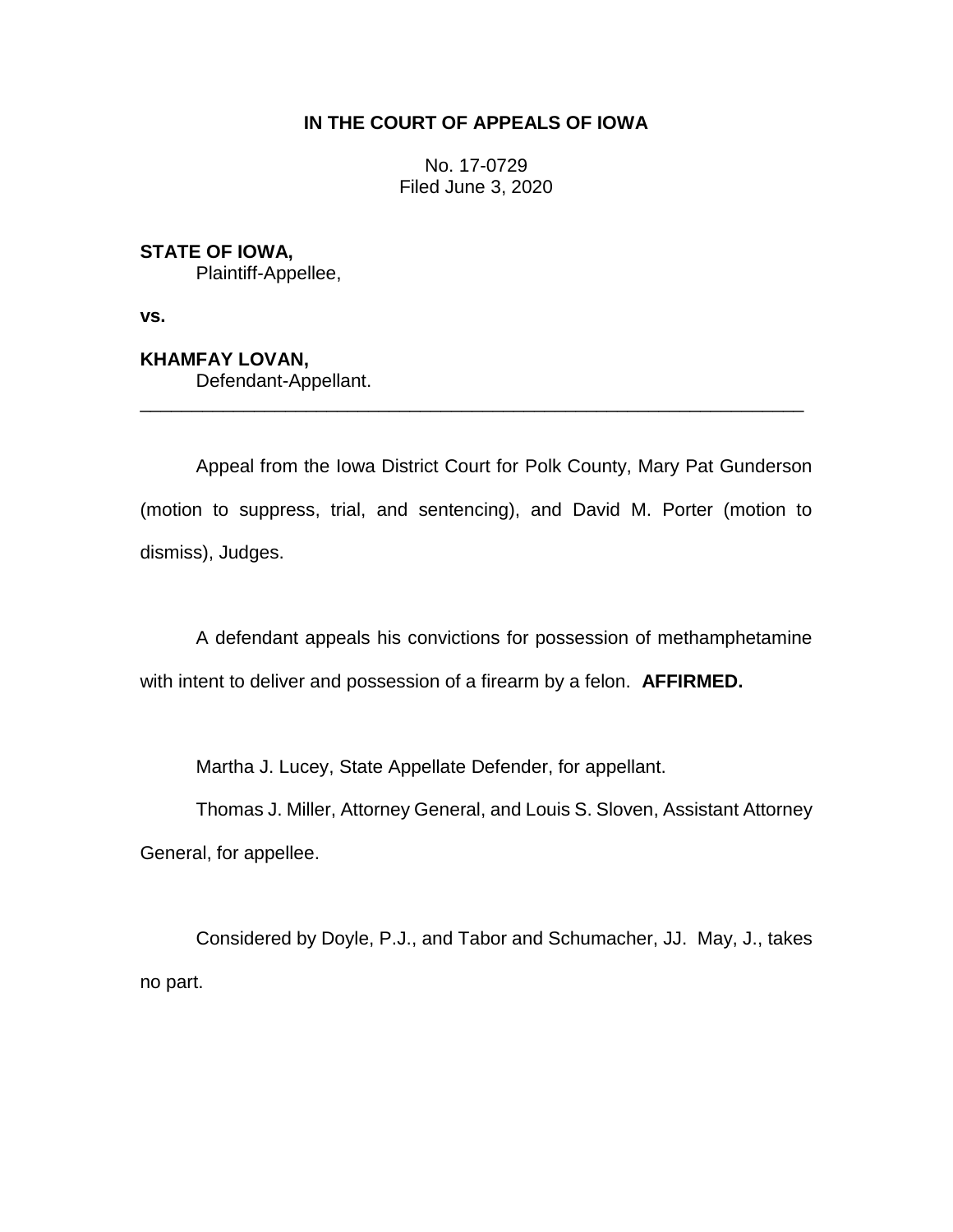**IN THE COURT OF APPEALS OF IOWA**

No. 17-0729
Filed June 3, 2020

**STATE OF IOWA,**
Plaintiff-Appellee,

**vs.**

**KHAMFAY LOVAN,**
Defendant-Appellant.

---

Appeal from the Iowa District Court for Polk County, Mary Pat Gunderson (motion to suppress, trial, and sentencing), and David M. Porter (motion to dismiss), Judges.

A defendant appeals his convictions for possession of methamphetamine with intent to deliver and possession of a firearm by a felon. **AFFIRMED.**

Martha J. Lucey, State Appellate Defender, for appellant.

Thomas J. Miller, Attorney General, and Louis S. Sloven, Assistant Attorney General, for appellee.

Considered by Doyle, P.J., and Tabor and Schumacher, JJ. May, J., takes no part.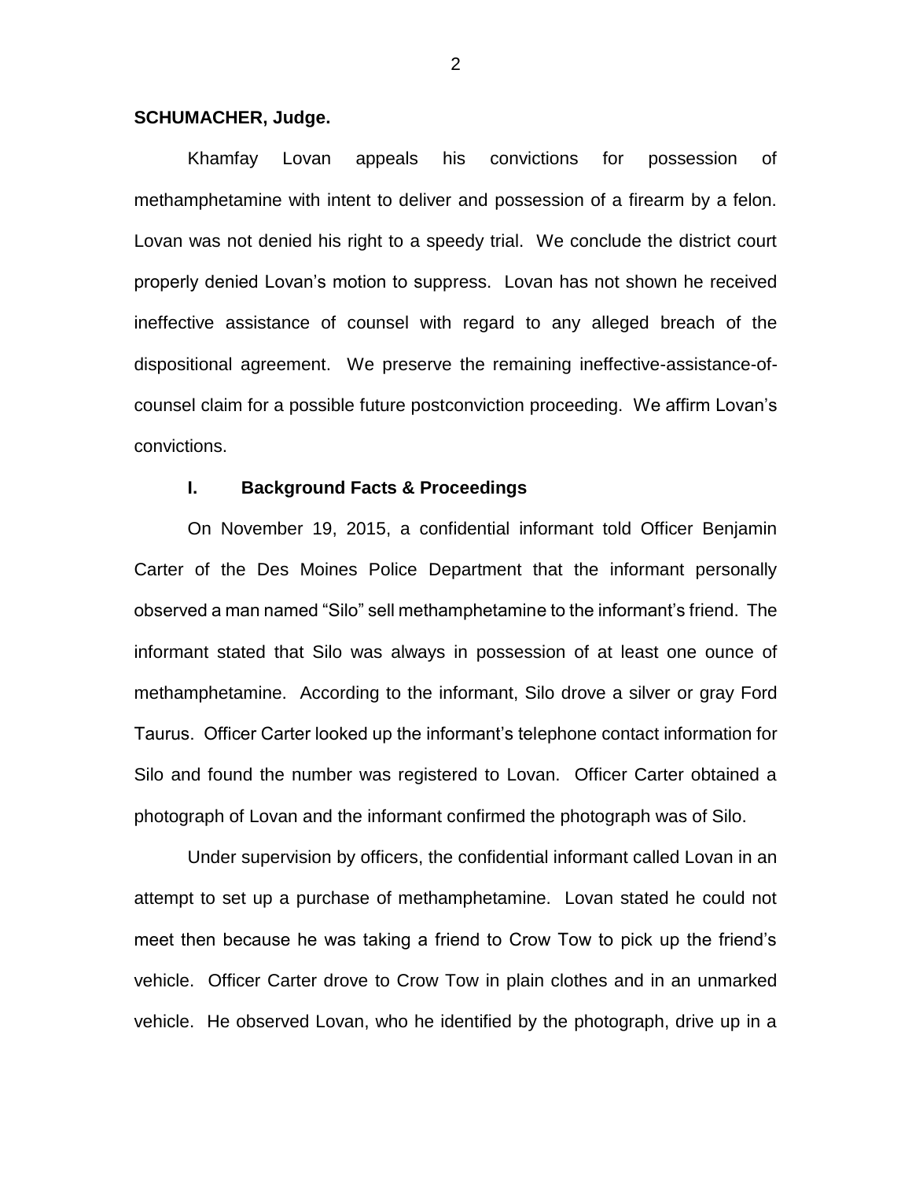**SCHUMACHER, Judge.**

Khamfay Lovan appeals his convictions for possession of methamphetamine with intent to deliver and possession of a firearm by a felon. Lovan was not denied his right to a speedy trial. We conclude the district court properly denied Lovan's motion to suppress. Lovan has not shown he received ineffective assistance of counsel with regard to any alleged breach of the dispositional agreement. We preserve the remaining ineffective-assistance-of-counsel claim for a possible future postconviction proceeding. We affirm Lovan's convictions.

## I. Background Facts & Proceedings

On November 19, 2015, a confidential informant told Officer Benjamin Carter of the Des Moines Police Department that the informant personally observed a man named "Silo" sell methamphetamine to the informant's friend. The informant stated that Silo was always in possession of at least one ounce of methamphetamine. According to the informant, Silo drove a silver or gray Ford Taurus. Officer Carter looked up the informant's telephone contact information for Silo and found the number was registered to Lovan. Officer Carter obtained a photograph of Lovan and the informant confirmed the photograph was of Silo.

Under supervision by officers, the confidential informant called Lovan in an attempt to set up a purchase of methamphetamine. Lovan stated he could not meet then because he was taking a friend to Crow Tow to pick up the friend's vehicle. Officer Carter drove to Crow Tow in plain clothes and in an unmarked vehicle. He observed Lovan, who he identified by the photograph, drive up in a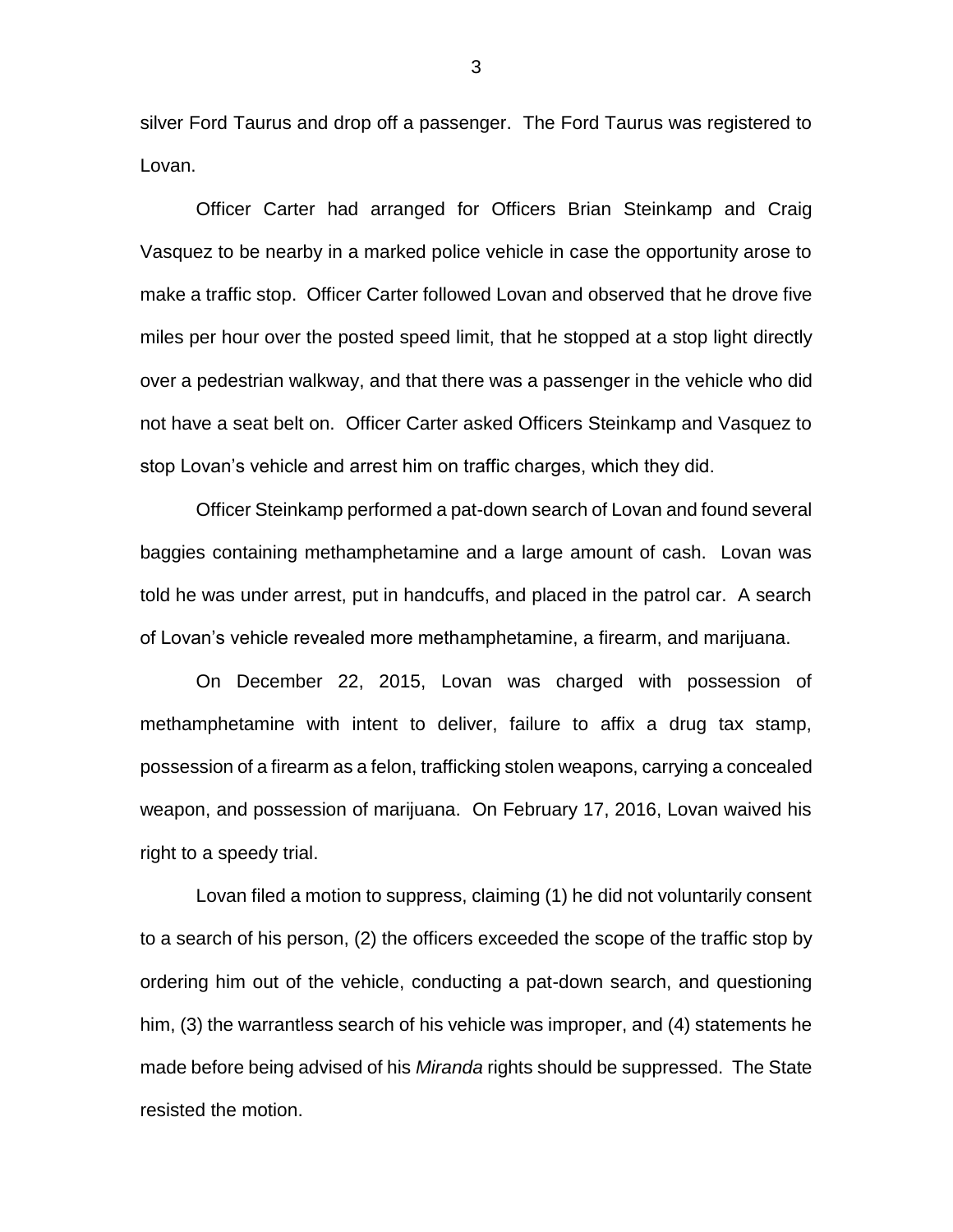silver Ford Taurus and drop off a passenger. The Ford Taurus was registered to Lovan.

Officer Carter had arranged for Officers Brian Steinkamp and Craig Vasquez to be nearby in a marked police vehicle in case the opportunity arose to make a traffic stop. Officer Carter followed Lovan and observed that he drove five miles per hour over the posted speed limit, that he stopped at a stop light directly over a pedestrian walkway, and that there was a passenger in the vehicle who did not have a seat belt on. Officer Carter asked Officers Steinkamp and Vasquez to stop Lovan's vehicle and arrest him on traffic charges, which they did.

Officer Steinkamp performed a pat-down search of Lovan and found several baggies containing methamphetamine and a large amount of cash. Lovan was told he was under arrest, put in handcuffs, and placed in the patrol car. A search of Lovan's vehicle revealed more methamphetamine, a firearm, and marijuana.

On December 22, 2015, Lovan was charged with possession of methamphetamine with intent to deliver, failure to affix a drug tax stamp, possession of a firearm as a felon, trafficking stolen weapons, carrying a concealed weapon, and possession of marijuana. On February 17, 2016, Lovan waived his right to a speedy trial.

Lovan filed a motion to suppress, claiming (1) he did not voluntarily consent to a search of his person, (2) the officers exceeded the scope of the traffic stop by ordering him out of the vehicle, conducting a pat-down search, and questioning him, (3) the warrantless search of his vehicle was improper, and (4) statements he made before being advised of his *Miranda* rights should be suppressed. The State resisted the motion.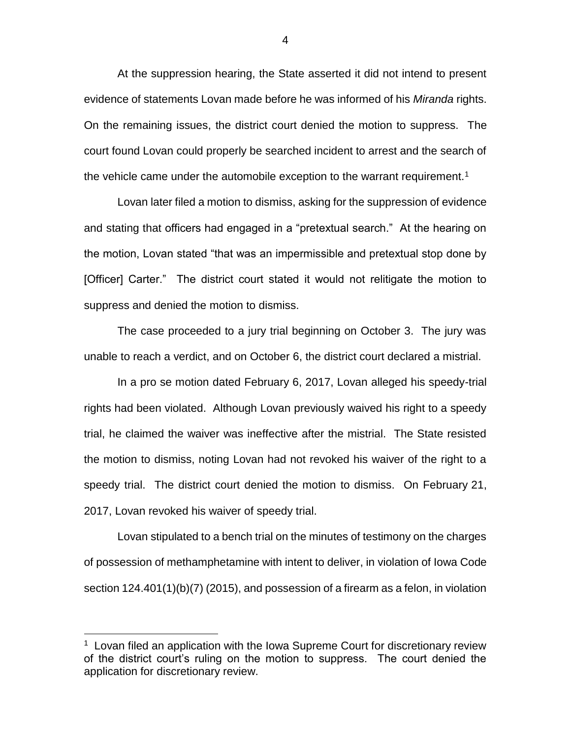At the suppression hearing, the State asserted it did not intend to present evidence of statements Lovan made before he was informed of his *Miranda* rights. On the remaining issues, the district court denied the motion to suppress. The court found Lovan could properly be searched incident to arrest and the search of the vehicle came under the automobile exception to the warrant requirement.[1]

Lovan later filed a motion to dismiss, asking for the suppression of evidence and stating that officers had engaged in a "pretextual search." At the hearing on the motion, Lovan stated "that was an impermissible and pretextual stop done by [Officer] Carter." The district court stated it would not relitigate the motion to suppress and denied the motion to dismiss.

The case proceeded to a jury trial beginning on October 3. The jury was unable to reach a verdict, and on October 6, the district court declared a mistrial.

In a pro se motion dated February 6, 2017, Lovan alleged his speedy-trial rights had been violated. Although Lovan previously waived his right to a speedy trial, he claimed the waiver was ineffective after the mistrial. The State resisted the motion to dismiss, noting Lovan had not revoked his waiver of the right to a speedy trial. The district court denied the motion to dismiss. On February 21, 2017, Lovan revoked his waiver of speedy trial.

Lovan stipulated to a bench trial on the minutes of testimony on the charges of possession of methamphetamine with intent to deliver, in violation of Iowa Code section 124.401(1)(b)(7) (2015), and possession of a firearm as a felon, in violation

[1] Lovan filed an application with the Iowa Supreme Court for discretionary review of the district court's ruling on the motion to suppress. The court denied the application for discretionary review.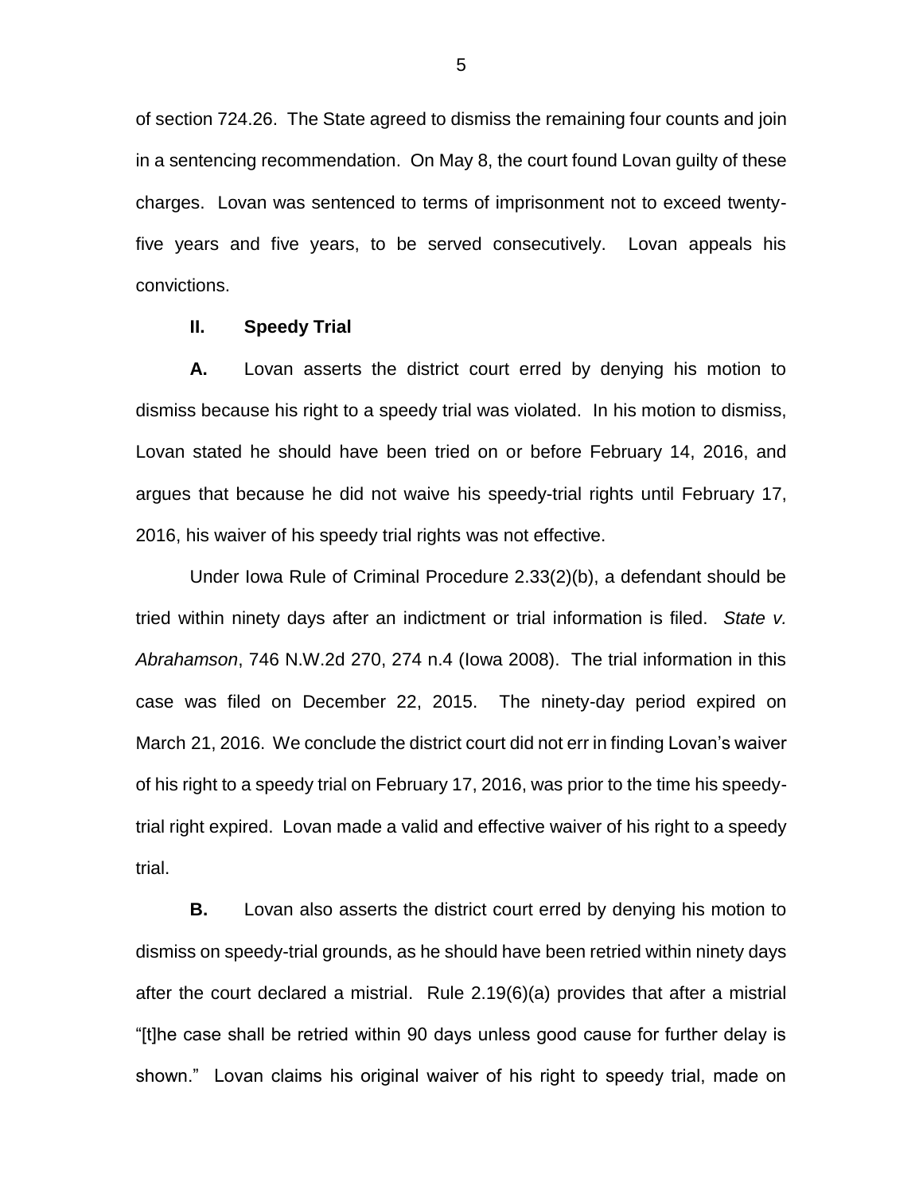of section 724.26. The State agreed to dismiss the remaining four counts and join in a sentencing recommendation. On May 8, the court found Lovan guilty of these charges. Lovan was sentenced to terms of imprisonment not to exceed twenty-five years and five years, to be served consecutively. Lovan appeals his convictions.

## II. Speedy Trial

**A.** Lovan asserts the district court erred by denying his motion to dismiss because his right to a speedy trial was violated. In his motion to dismiss, Lovan stated he should have been tried on or before February 14, 2016, and argues that because he did not waive his speedy-trial rights until February 17, 2016, his waiver of his speedy trial rights was not effective.

Under Iowa Rule of Criminal Procedure 2.33(2)(b), a defendant should be tried within ninety days after an indictment or trial information is filed. *State v. Abrahamson*, 746 N.W.2d 270, 274 n.4 (Iowa 2008). The trial information in this case was filed on December 22, 2015. The ninety-day period expired on March 21, 2016. We conclude the district court did not err in finding Lovan's waiver of his right to a speedy trial on February 17, 2016, was prior to the time his speedy-trial right expired. Lovan made a valid and effective waiver of his right to a speedy trial.

**B.** Lovan also asserts the district court erred by denying his motion to dismiss on speedy-trial grounds, as he should have been retried within ninety days after the court declared a mistrial. Rule 2.19(6)(a) provides that after a mistrial "[t]he case shall be retried within 90 days unless good cause for further delay is shown." Lovan claims his original waiver of his right to speedy trial, made on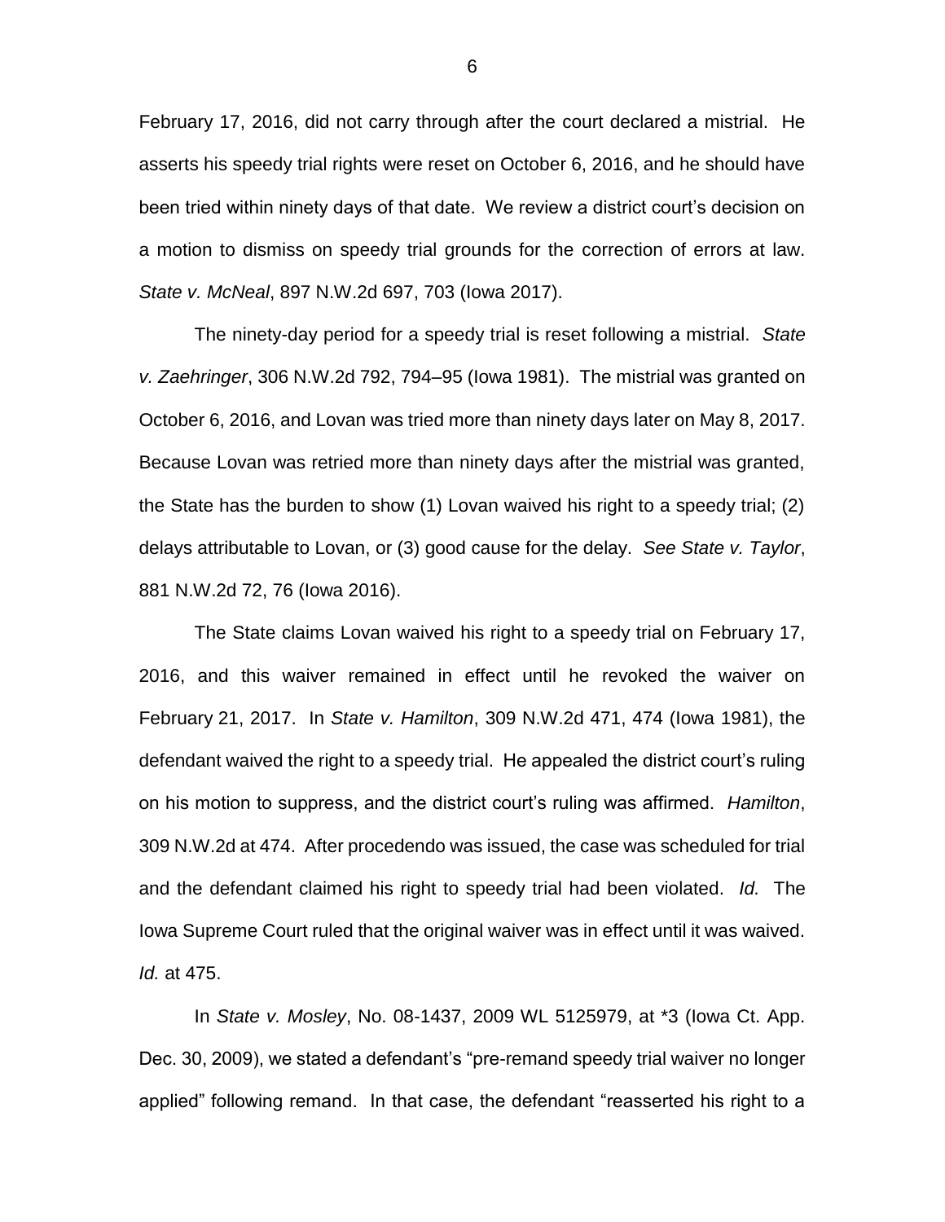February 17, 2016, did not carry through after the court declared a mistrial. He asserts his speedy trial rights were reset on October 6, 2016, and he should have been tried within ninety days of that date. We review a district court's decision on a motion to dismiss on speedy trial grounds for the correction of errors at law. *State v. McNeal*, 897 N.W.2d 697, 703 (Iowa 2017).

The ninety-day period for a speedy trial is reset following a mistrial. *State v. Zaehringer*, 306 N.W.2d 792, 794–95 (Iowa 1981). The mistrial was granted on October 6, 2016, and Lovan was tried more than ninety days later on May 8, 2017. Because Lovan was retried more than ninety days after the mistrial was granted, the State has the burden to show (1) Lovan waived his right to a speedy trial; (2) delays attributable to Lovan, or (3) good cause for the delay. *See State v. Taylor*, 881 N.W.2d 72, 76 (Iowa 2016).

The State claims Lovan waived his right to a speedy trial on February 17, 2016, and this waiver remained in effect until he revoked the waiver on February 21, 2017. In *State v. Hamilton*, 309 N.W.2d 471, 474 (Iowa 1981), the defendant waived the right to a speedy trial. He appealed the district court's ruling on his motion to suppress, and the district court's ruling was affirmed. *Hamilton*, 309 N.W.2d at 474. After procedendo was issued, the case was scheduled for trial and the defendant claimed his right to speedy trial had been violated. *Id.* The Iowa Supreme Court ruled that the original waiver was in effect until it was waived. *Id.* at 475.

In *State v. Mosley*, No. 08-1437, 2009 WL 5125979, at *3 (Iowa Ct. App. Dec. 30, 2009), we stated a defendant's "pre-remand speedy trial waiver no longer applied" following remand. In that case, the defendant "reasserted his right to a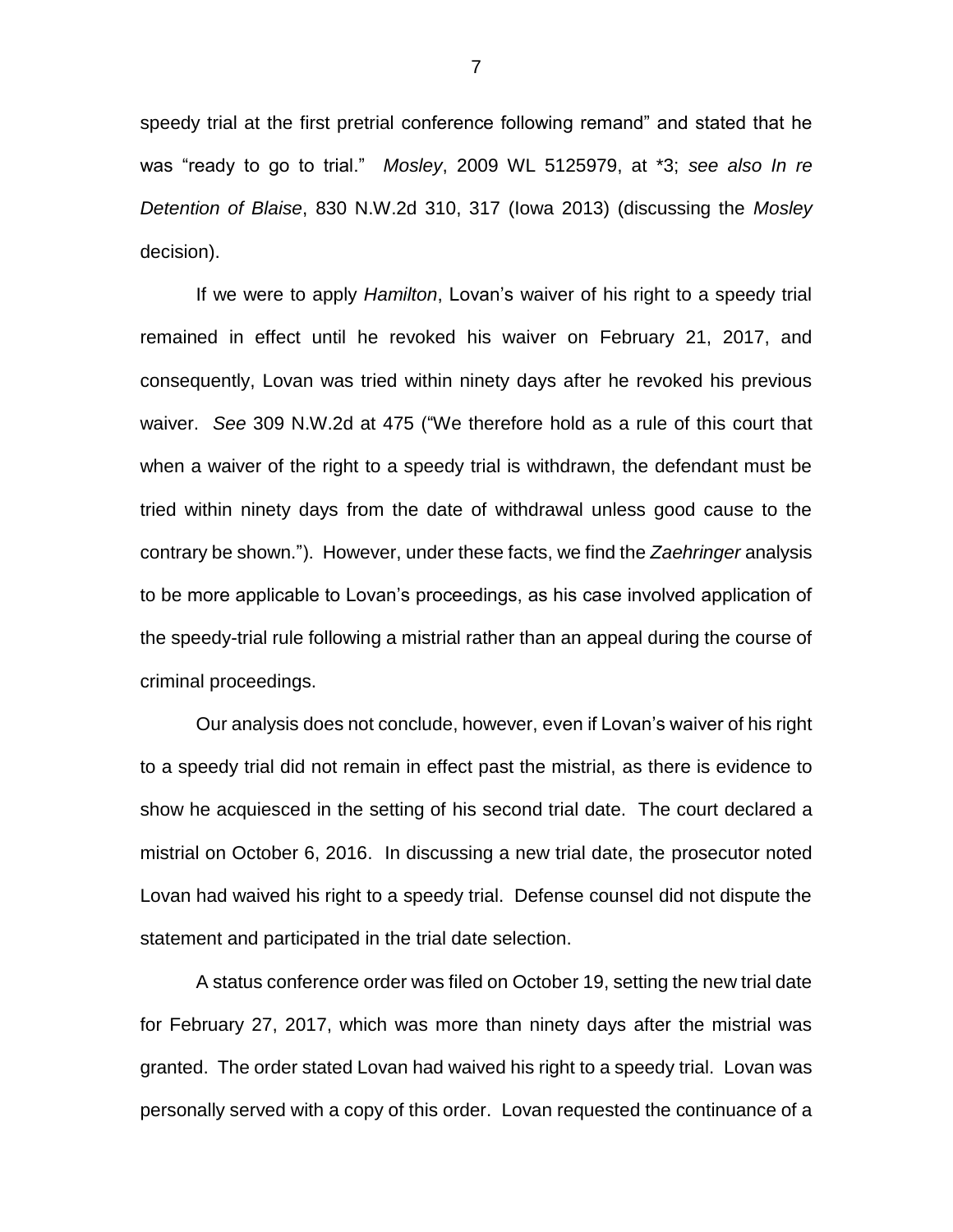speedy trial at the first pretrial conference following remand" and stated that he was "ready to go to trial." *Mosley*, 2009 WL 5125979, at *3; *see also In re Detention of Blaise*, 830 N.W.2d 310, 317 (Iowa 2013) (discussing the *Mosley* decision).

If we were to apply *Hamilton*, Lovan's waiver of his right to a speedy trial remained in effect until he revoked his waiver on February 21, 2017, and consequently, Lovan was tried within ninety days after he revoked his previous waiver. *See* 309 N.W.2d at 475 ("We therefore hold as a rule of this court that when a waiver of the right to a speedy trial is withdrawn, the defendant must be tried within ninety days from the date of withdrawal unless good cause to the contrary be shown."). However, under these facts, we find the *Zaehringer* analysis to be more applicable to Lovan's proceedings, as his case involved application of the speedy-trial rule following a mistrial rather than an appeal during the course of criminal proceedings.

Our analysis does not conclude, however, even if Lovan's waiver of his right to a speedy trial did not remain in effect past the mistrial, as there is evidence to show he acquiesced in the setting of his second trial date. The court declared a mistrial on October 6, 2016. In discussing a new trial date, the prosecutor noted Lovan had waived his right to a speedy trial. Defense counsel did not dispute the statement and participated in the trial date selection.

A status conference order was filed on October 19, setting the new trial date for February 27, 2017, which was more than ninety days after the mistrial was granted. The order stated Lovan had waived his right to a speedy trial. Lovan was personally served with a copy of this order. Lovan requested the continuance of a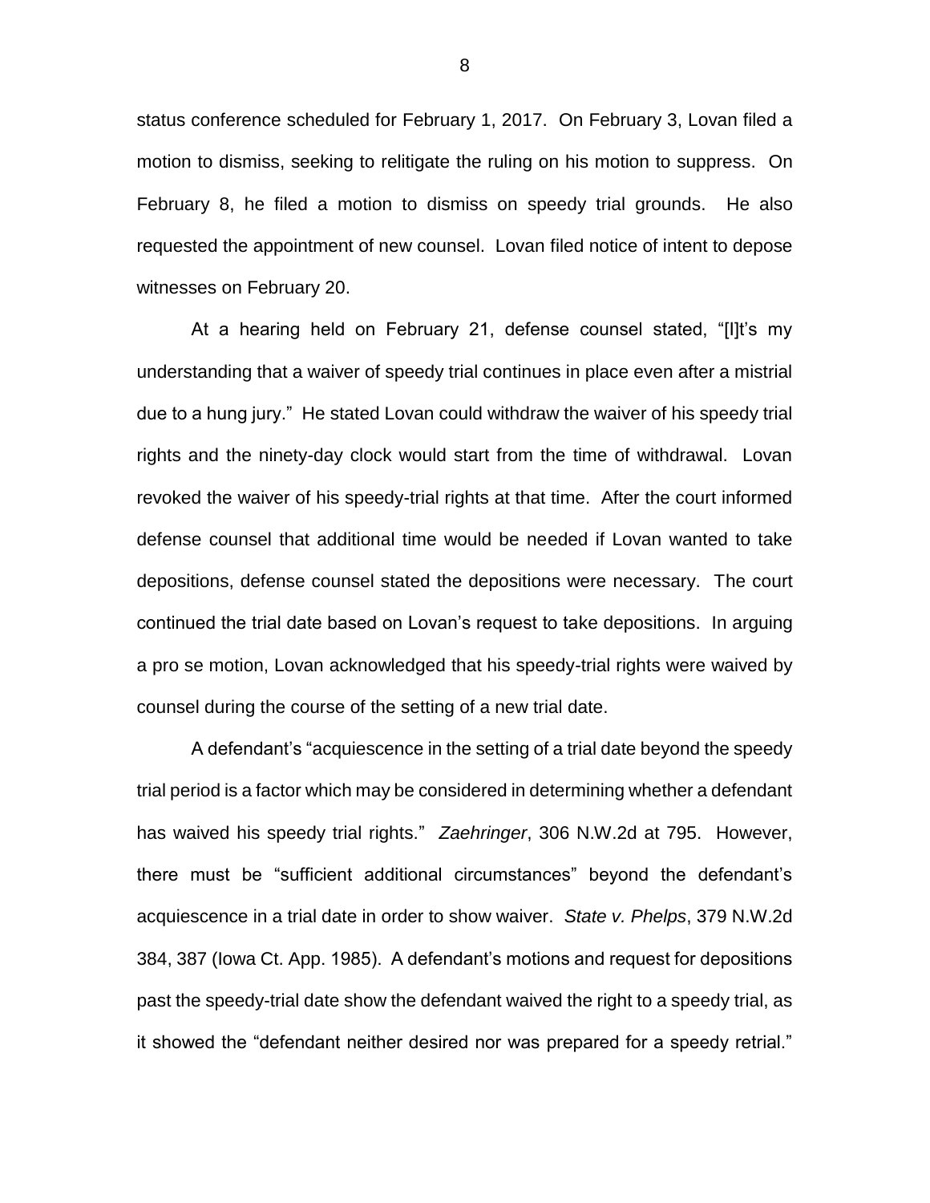status conference scheduled for February 1, 2017. On February 3, Lovan filed a motion to dismiss, seeking to relitigate the ruling on his motion to suppress. On February 8, he filed a motion to dismiss on speedy trial grounds. He also requested the appointment of new counsel. Lovan filed notice of intent to depose witnesses on February 20.

At a hearing held on February 21, defense counsel stated, "[I]t's my understanding that a waiver of speedy trial continues in place even after a mistrial due to a hung jury." He stated Lovan could withdraw the waiver of his speedy trial rights and the ninety-day clock would start from the time of withdrawal. Lovan revoked the waiver of his speedy-trial rights at that time. After the court informed defense counsel that additional time would be needed if Lovan wanted to take depositions, defense counsel stated the depositions were necessary. The court continued the trial date based on Lovan's request to take depositions. In arguing a pro se motion, Lovan acknowledged that his speedy-trial rights were waived by counsel during the course of the setting of a new trial date.

A defendant's "acquiescence in the setting of a trial date beyond the speedy trial period is a factor which may be considered in determining whether a defendant has waived his speedy trial rights." *Zaehringer*, 306 N.W.2d at 795. However, there must be "sufficient additional circumstances" beyond the defendant's acquiescence in a trial date in order to show waiver. *State v. Phelps*, 379 N.W.2d 384, 387 (Iowa Ct. App. 1985). A defendant's motions and request for depositions past the speedy-trial date show the defendant waived the right to a speedy trial, as it showed the "defendant neither desired nor was prepared for a speedy retrial."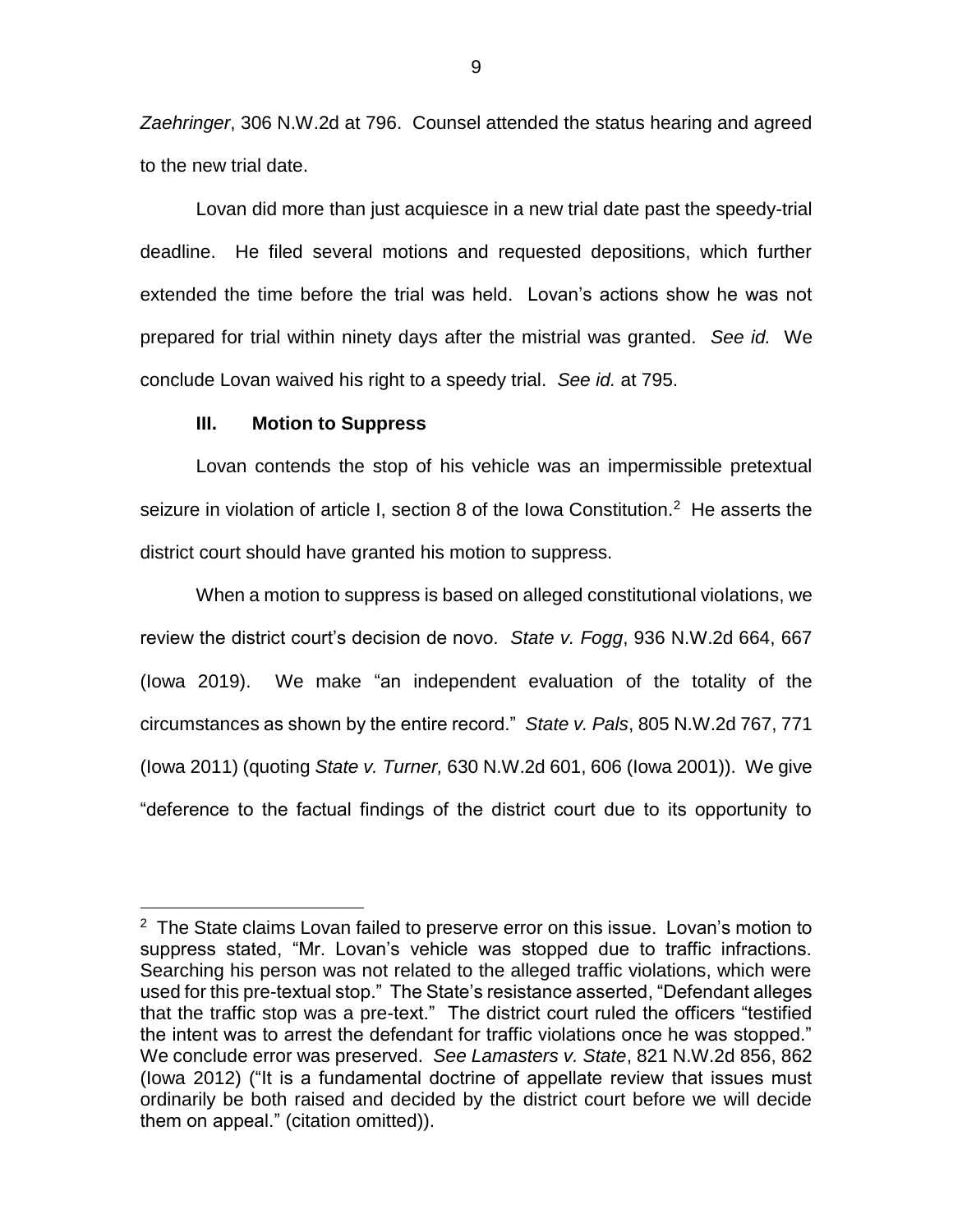*Zaehringer*, 306 N.W.2d at 796. Counsel attended the status hearing and agreed to the new trial date.

Lovan did more than just acquiesce in a new trial date past the speedy-trial deadline. He filed several motions and requested depositions, which further extended the time before the trial was held. Lovan's actions show he was not prepared for trial within ninety days after the mistrial was granted. *See id.* We conclude Lovan waived his right to a speedy trial. *See id.* at 795.

### III. Motion to Suppress

Lovan contends the stop of his vehicle was an impermissible pretextual seizure in violation of article I, section 8 of the Iowa Constitution.[2] He asserts the district court should have granted his motion to suppress.

When a motion to suppress is based on alleged constitutional violations, we review the district court's decision de novo. *State v. Fogg*, 936 N.W.2d 664, 667 (Iowa 2019). We make "an independent evaluation of the totality of the circumstances as shown by the entire record." *State v. Pals*, 805 N.W.2d 767, 771 (Iowa 2011) (quoting *State v. Turner,* 630 N.W.2d 601, 606 (Iowa 2001)). We give "deference to the factual findings of the district court due to its opportunity to

---

[2] The State claims Lovan failed to preserve error on this issue. Lovan's motion to suppress stated, "Mr. Lovan's vehicle was stopped due to traffic infractions. Searching his person was not related to the alleged traffic violations, which were used for this pre-textual stop." The State's resistance asserted, "Defendant alleges that the traffic stop was a pre-text." The district court ruled the officers "testified the intent was to arrest the defendant for traffic violations once he was stopped." We conclude error was preserved. *See Lamasters v. State*, 821 N.W.2d 856, 862 (Iowa 2012) ("It is a fundamental doctrine of appellate review that issues must ordinarily be both raised and decided by the district court before we will decide them on appeal." (citation omitted)).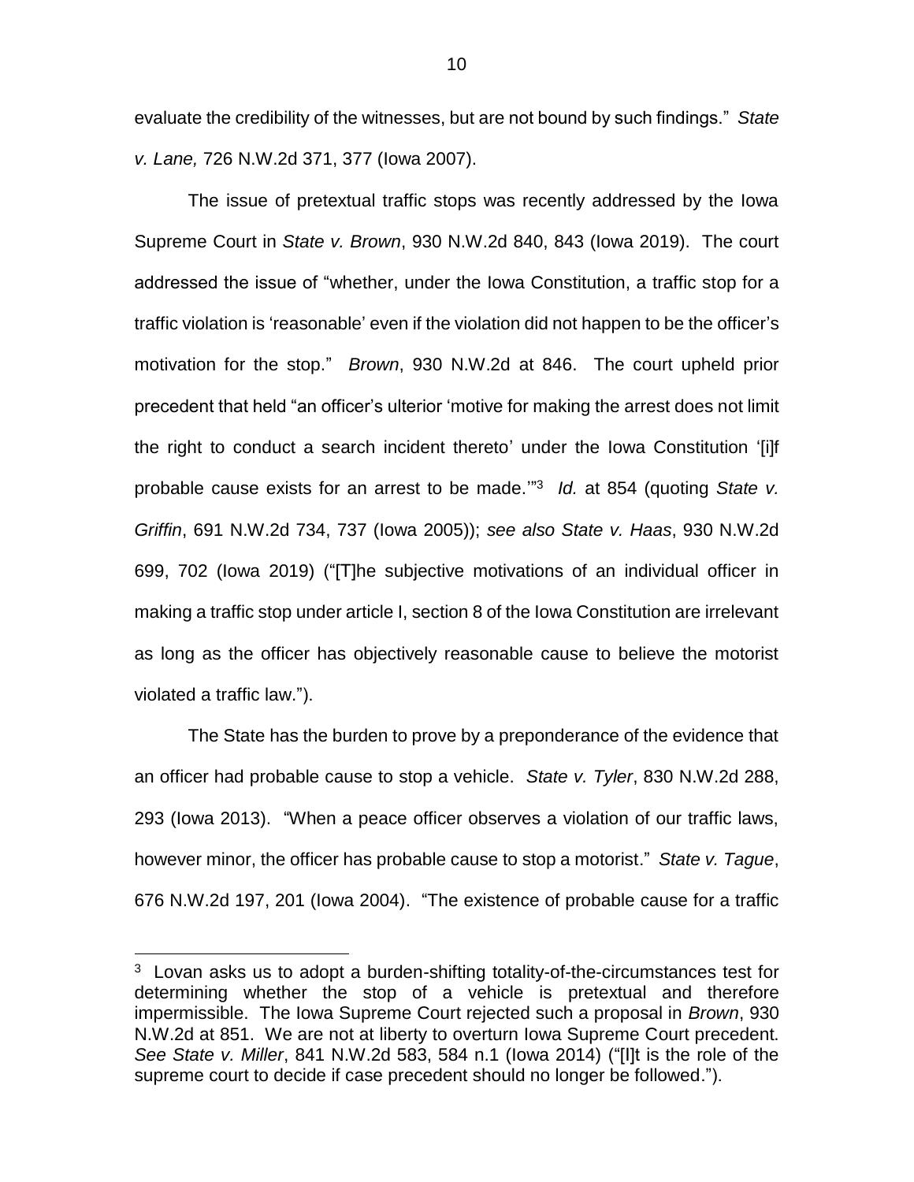evaluate the credibility of the witnesses, but are not bound by such findings." *State v. Lane,* 726 N.W.2d 371, 377 (Iowa 2007).

The issue of pretextual traffic stops was recently addressed by the Iowa Supreme Court in *State v. Brown*, 930 N.W.2d 840, 843 (Iowa 2019). The court addressed the issue of "whether, under the Iowa Constitution, a traffic stop for a traffic violation is 'reasonable' even if the violation did not happen to be the officer's motivation for the stop." *Brown*, 930 N.W.2d at 846. The court upheld prior precedent that held "an officer's ulterior 'motive for making the arrest does not limit the right to conduct a search incident thereto' under the Iowa Constitution '[i]f probable cause exists for an arrest to be made.'"[3] *Id.* at 854 (quoting *State v. Griffin*, 691 N.W.2d 734, 737 (Iowa 2005)); *see also State v. Haas*, 930 N.W.2d 699, 702 (Iowa 2019) ("[T]he subjective motivations of an individual officer in making a traffic stop under article I, section 8 of the Iowa Constitution are irrelevant as long as the officer has objectively reasonable cause to believe the motorist violated a traffic law.").

The State has the burden to prove by a preponderance of the evidence that an officer had probable cause to stop a vehicle. *State v. Tyler*, 830 N.W.2d 288, 293 (Iowa 2013). "When a peace officer observes a violation of our traffic laws, however minor, the officer has probable cause to stop a motorist." *State v. Tague*, 676 N.W.2d 197, 201 (Iowa 2004). "The existence of probable cause for a traffic

[3] Lovan asks us to adopt a burden-shifting totality-of-the-circumstances test for determining whether the stop of a vehicle is pretextual and therefore impermissible. The Iowa Supreme Court rejected such a proposal in *Brown*, 930 N.W.2d at 851. We are not at liberty to overturn Iowa Supreme Court precedent. *See State v. Miller*, 841 N.W.2d 583, 584 n.1 (Iowa 2014) ("[I]t is the role of the supreme court to decide if case precedent should no longer be followed.").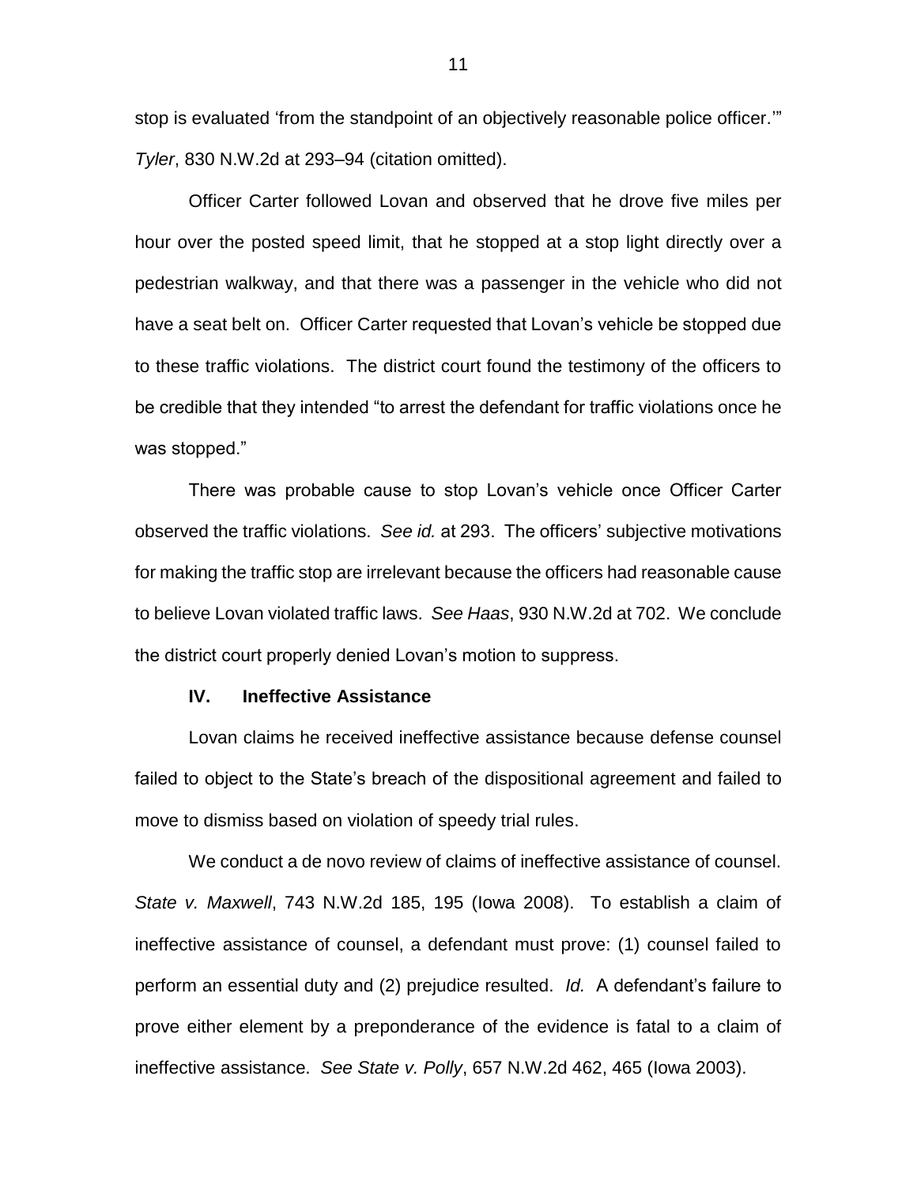stop is evaluated 'from the standpoint of an objectively reasonable police officer.'" *Tyler*, 830 N.W.2d at 293–94 (citation omitted).

Officer Carter followed Lovan and observed that he drove five miles per hour over the posted speed limit, that he stopped at a stop light directly over a pedestrian walkway, and that there was a passenger in the vehicle who did not have a seat belt on. Officer Carter requested that Lovan's vehicle be stopped due to these traffic violations. The district court found the testimony of the officers to be credible that they intended "to arrest the defendant for traffic violations once he was stopped."

There was probable cause to stop Lovan's vehicle once Officer Carter observed the traffic violations. *See id.* at 293. The officers' subjective motivations for making the traffic stop are irrelevant because the officers had reasonable cause to believe Lovan violated traffic laws. *See Haas*, 930 N.W.2d at 702. We conclude the district court properly denied Lovan's motion to suppress.

## IV. Ineffective Assistance

Lovan claims he received ineffective assistance because defense counsel failed to object to the State's breach of the dispositional agreement and failed to move to dismiss based on violation of speedy trial rules.

We conduct a de novo review of claims of ineffective assistance of counsel. *State v. Maxwell*, 743 N.W.2d 185, 195 (Iowa 2008). To establish a claim of ineffective assistance of counsel, a defendant must prove: (1) counsel failed to perform an essential duty and (2) prejudice resulted. *Id.* A defendant's failure to prove either element by a preponderance of the evidence is fatal to a claim of ineffective assistance. *See State v. Polly*, 657 N.W.2d 462, 465 (Iowa 2003).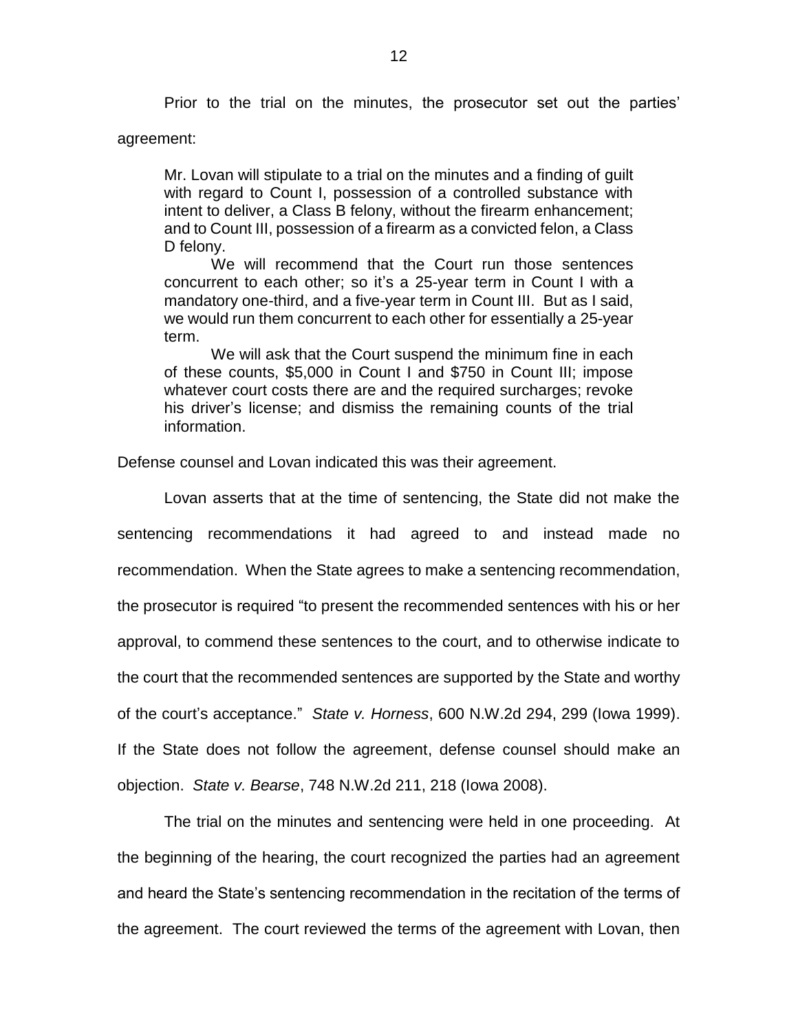Prior to the trial on the minutes, the prosecutor set out the parties' agreement:

> Mr. Lovan will stipulate to a trial on the minutes and a finding of guilt with regard to Count I, possession of a controlled substance with intent to deliver, a Class B felony, without the firearm enhancement; and to Count III, possession of a firearm as a convicted felon, a Class D felony.
>
> We will recommend that the Court run those sentences concurrent to each other; so it's a 25-year term in Count I with a mandatory one-third, and a five-year term in Count III. But as I said, we would run them concurrent to each other for essentially a 25-year term.
>
> We will ask that the Court suspend the minimum fine in each of these counts, $5,000 in Count I and $750 in Count III; impose whatever court costs there are and the required surcharges; revoke his driver's license; and dismiss the remaining counts of the trial information.

Defense counsel and Lovan indicated this was their agreement.

Lovan asserts that at the time of sentencing, the State did not make the sentencing recommendations it had agreed to and instead made no recommendation. When the State agrees to make a sentencing recommendation, the prosecutor is required "to present the recommended sentences with his or her approval, to commend these sentences to the court, and to otherwise indicate to the court that the recommended sentences are supported by the State and worthy of the court's acceptance." *State v. Horness*, 600 N.W.2d 294, 299 (Iowa 1999). If the State does not follow the agreement, defense counsel should make an objection. *State v. Bearse*, 748 N.W.2d 211, 218 (Iowa 2008).

The trial on the minutes and sentencing were held in one proceeding. At the beginning of the hearing, the court recognized the parties had an agreement and heard the State's sentencing recommendation in the recitation of the terms of the agreement. The court reviewed the terms of the agreement with Lovan, then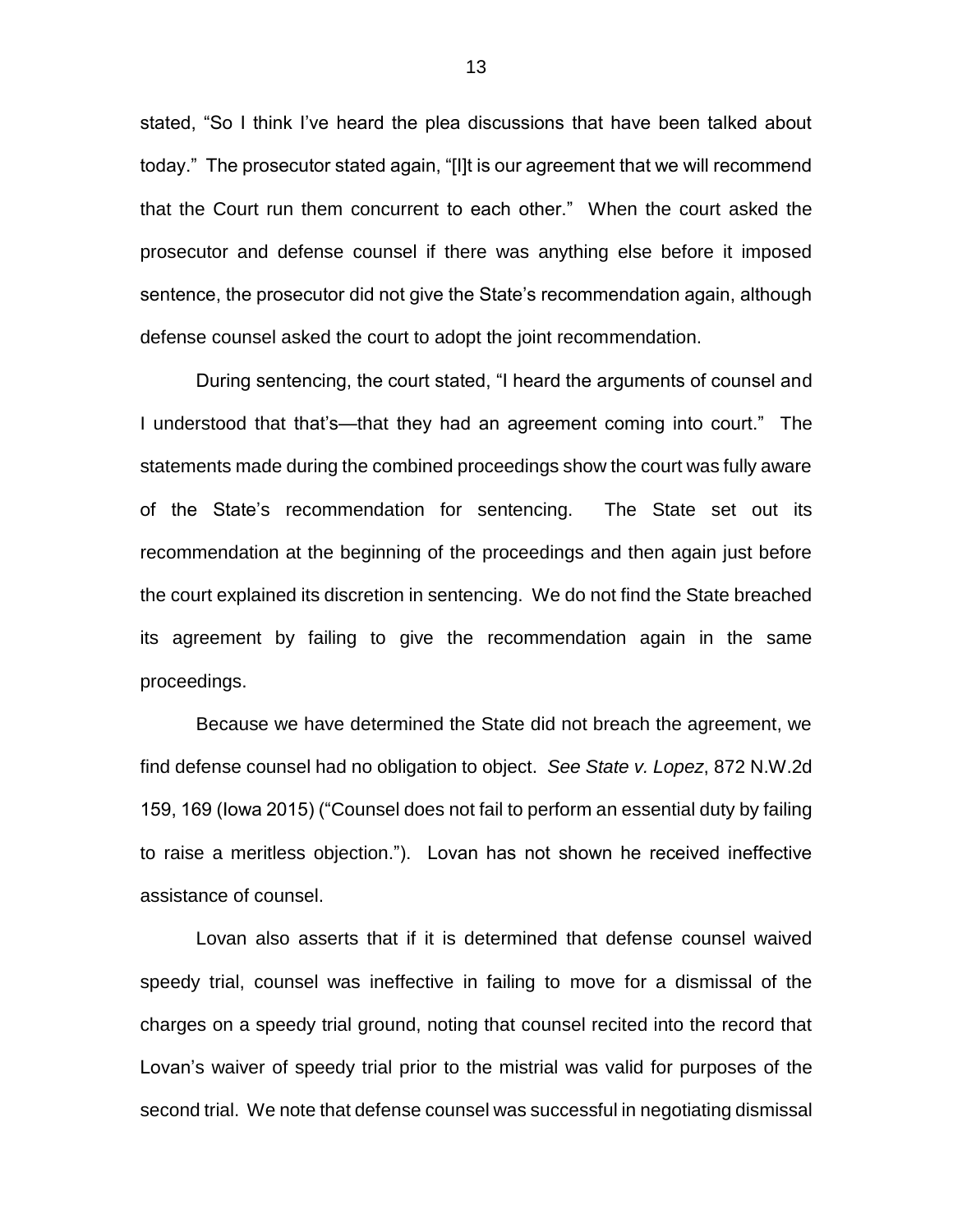stated, "So I think I've heard the plea discussions that have been talked about today." The prosecutor stated again, "[I]t is our agreement that we will recommend that the Court run them concurrent to each other." When the court asked the prosecutor and defense counsel if there was anything else before it imposed sentence, the prosecutor did not give the State's recommendation again, although defense counsel asked the court to adopt the joint recommendation.

During sentencing, the court stated, "I heard the arguments of counsel and I understood that that's—that they had an agreement coming into court." The statements made during the combined proceedings show the court was fully aware of the State's recommendation for sentencing. The State set out its recommendation at the beginning of the proceedings and then again just before the court explained its discretion in sentencing. We do not find the State breached its agreement by failing to give the recommendation again in the same proceedings.

Because we have determined the State did not breach the agreement, we find defense counsel had no obligation to object. *See State v. Lopez*, 872 N.W.2d 159, 169 (Iowa 2015) ("Counsel does not fail to perform an essential duty by failing to raise a meritless objection."). Lovan has not shown he received ineffective assistance of counsel.

Lovan also asserts that if it is determined that defense counsel waived speedy trial, counsel was ineffective in failing to move for a dismissal of the charges on a speedy trial ground, noting that counsel recited into the record that Lovan's waiver of speedy trial prior to the mistrial was valid for purposes of the second trial. We note that defense counsel was successful in negotiating dismissal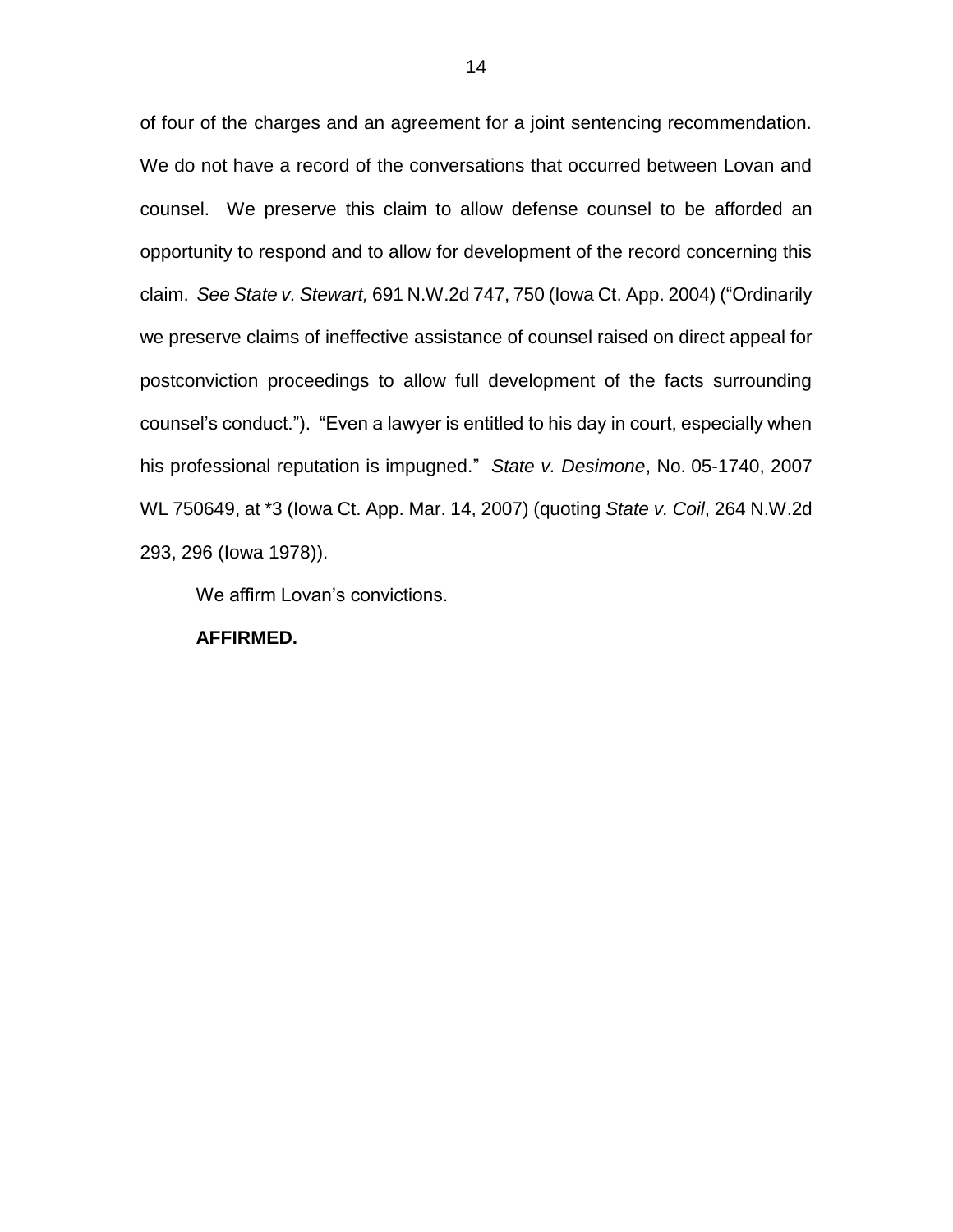of four of the charges and an agreement for a joint sentencing recommendation. We do not have a record of the conversations that occurred between Lovan and counsel. We preserve this claim to allow defense counsel to be afforded an opportunity to respond and to allow for development of the record concerning this claim. *See State v. Stewart,* 691 N.W.2d 747, 750 (Iowa Ct. App. 2004) ("Ordinarily we preserve claims of ineffective assistance of counsel raised on direct appeal for postconviction proceedings to allow full development of the facts surrounding counsel's conduct."). "Even a lawyer is entitled to his day in court, especially when his professional reputation is impugned." *State v. Desimone*, No. 05-1740, 2007 WL 750649, at *3 (Iowa Ct. App. Mar. 14, 2007) (quoting *State v. Coil*, 264 N.W.2d 293, 296 (Iowa 1978)).

We affirm Lovan's convictions.

**AFFIRMED.**